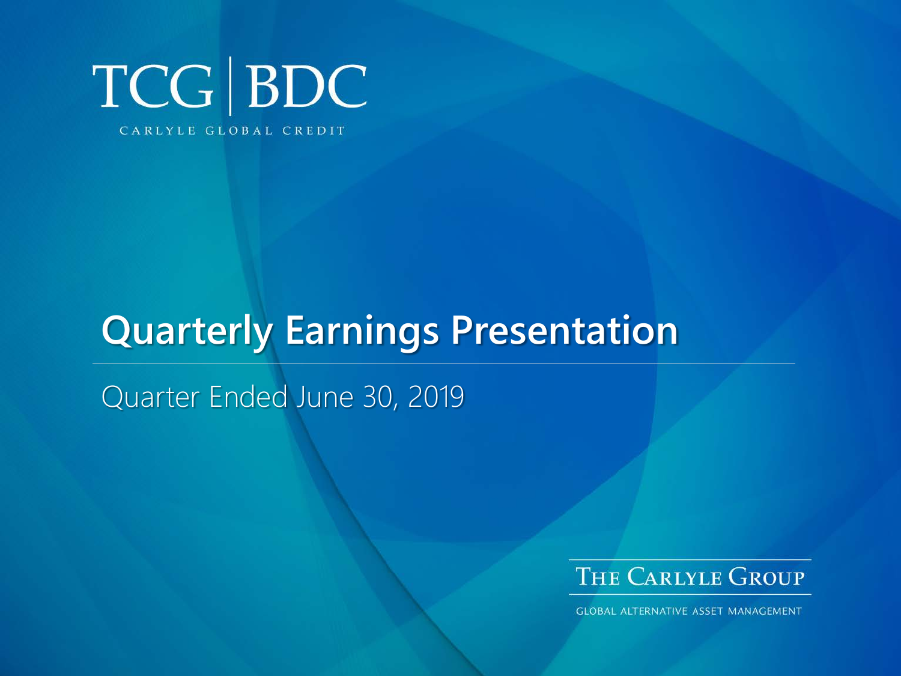TCG | BDC

CARLYLE GLOBAL CREDIT

# Quarterly Earnings Presentation

Quarter Ended June 30, 2019

THE CARLYLE GROUP

GLOBAL ALTERNATIVE ASSET MANAGEMENT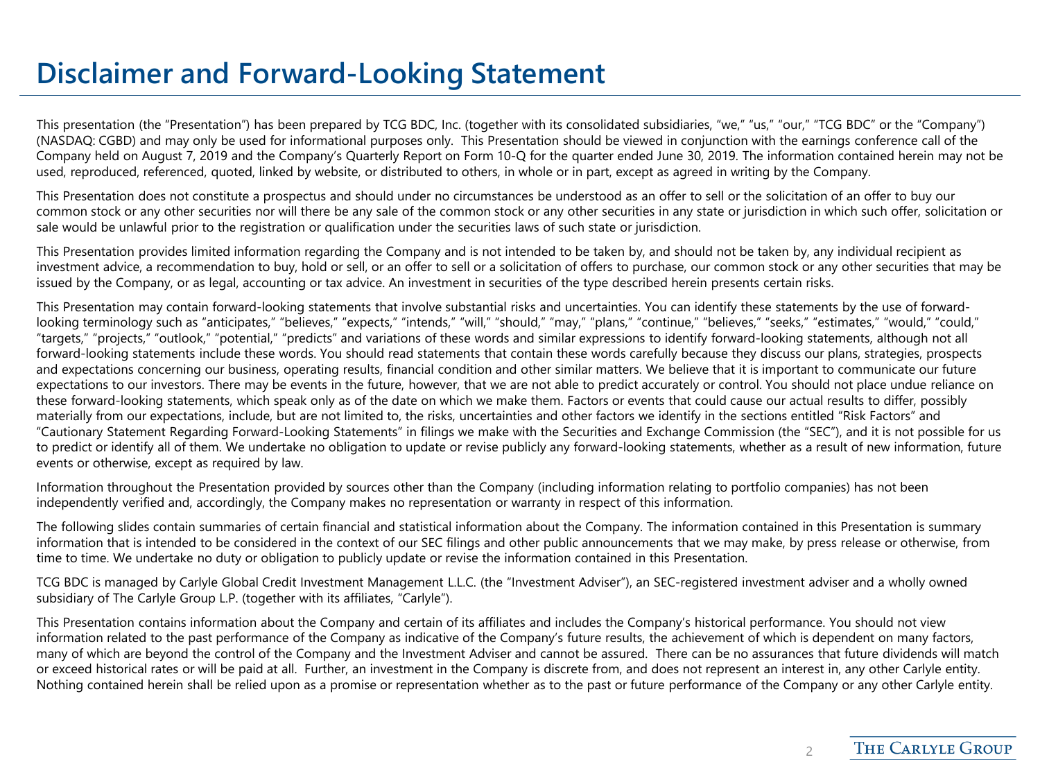# Disclaimer and Forward-Looking Statement

This presentation (the "Presentation") has been prepared by TCG BDC, Inc. (together with its consolidated subsidiaries, "we," "us," "our," "TCG BDC" or the "Company") (NASDAQ: CGBD) and may only be used for informational purposes only. This Presentation should be viewed in conjunction with the earnings conference call of the Company held on August 7, 2019 and the Company's Quarterly Report on Form 10-Q for the quarter ended June 30, 2019. The information contained herein may not be used, reproduced, referenced, quoted, linked by website, or distributed to others, in whole or in part, except as agreed in writing by the Company.

This Presentation does not constitute a prospectus and should under no circumstances be understood as an offer to sell or the solicitation of an offer to buy our common stock or any other securities nor will there be any sale of the common stock or any other securities in any state or jurisdiction in which such offer, solicitation or sale would be unlawful prior to the registration or qualification under the securities laws of such state or jurisdiction.

This Presentation provides limited information regarding the Company and is not intended to be taken by, and should not be taken by, any individual recipient as investment advice, a recommendation to buy, hold or sell, or an offer to sell or a solicitation of offers to purchase, our common stock or any other securities that may be issued by the Company, or as legal, accounting or tax advice. An investment in securities of the type described herein presents certain risks.

This Presentation may contain forward-looking statements that involve substantial risks and uncertainties. You can identify these statements by the use of forward-looking terminology such as "anticipates," "believes," "expects," "intends," "will," "should," "may," "plans," "continue," "believes," "seeks," "estimates," "would," "could," "targets," "projects," "outlook," "potential," "predicts" and variations of these words and similar expressions to identify forward-looking statements, although not all forward-looking statements include these words. You should read statements that contain these words carefully because they discuss our plans, strategies, prospects and expectations concerning our business, operating results, financial condition and other similar matters. We believe that it is important to communicate our future expectations to our investors. There may be events in the future, however, that we are not able to predict accurately or control. You should not place undue reliance on these forward-looking statements, which speak only as of the date on which we make them. Factors or events that could cause our actual results to differ, possibly materially from our expectations, include, but are not limited to, the risks, uncertainties and other factors we identify in the sections entitled "Risk Factors" and "Cautionary Statement Regarding Forward-Looking Statements" in filings we make with the Securities and Exchange Commission (the "SEC"), and it is not possible for us to predict or identify all of them. We undertake no obligation to update or revise publicly any forward-looking statements, whether as a result of new information, future events or otherwise, except as required by law.

Information throughout the Presentation provided by sources other than the Company (including information relating to portfolio companies) has not been independently verified and, accordingly, the Company makes no representation or warranty in respect of this information.

The following slides contain summaries of certain financial and statistical information about the Company. The information contained in this Presentation is summary information that is intended to be considered in the context of our SEC filings and other public announcements that we may make, by press release or otherwise, from time to time. We undertake no duty or obligation to publicly update or revise the information contained in this Presentation.

TCG BDC is managed by Carlyle Global Credit Investment Management L.L.C. (the "Investment Adviser"), an SEC-registered investment adviser and a wholly owned subsidiary of The Carlyle Group L.P. (together with its affiliates, "Carlyle").

This Presentation contains information about the Company and certain of its affiliates and includes the Company's historical performance. You should not view information related to the past performance of the Company as indicative of the Company's future results, the achievement of which is dependent on many factors, many of which are beyond the control of the Company and the Investment Adviser and cannot be assured. There can be no assurances that future dividends will match or exceed historical rates or will be paid at all. Further, an investment in the Company is discrete from, and does not represent an interest in, any other Carlyle entity. Nothing contained herein shall be relied upon as a promise or representation whether as to the past or future performance of the Company or any other Carlyle entity.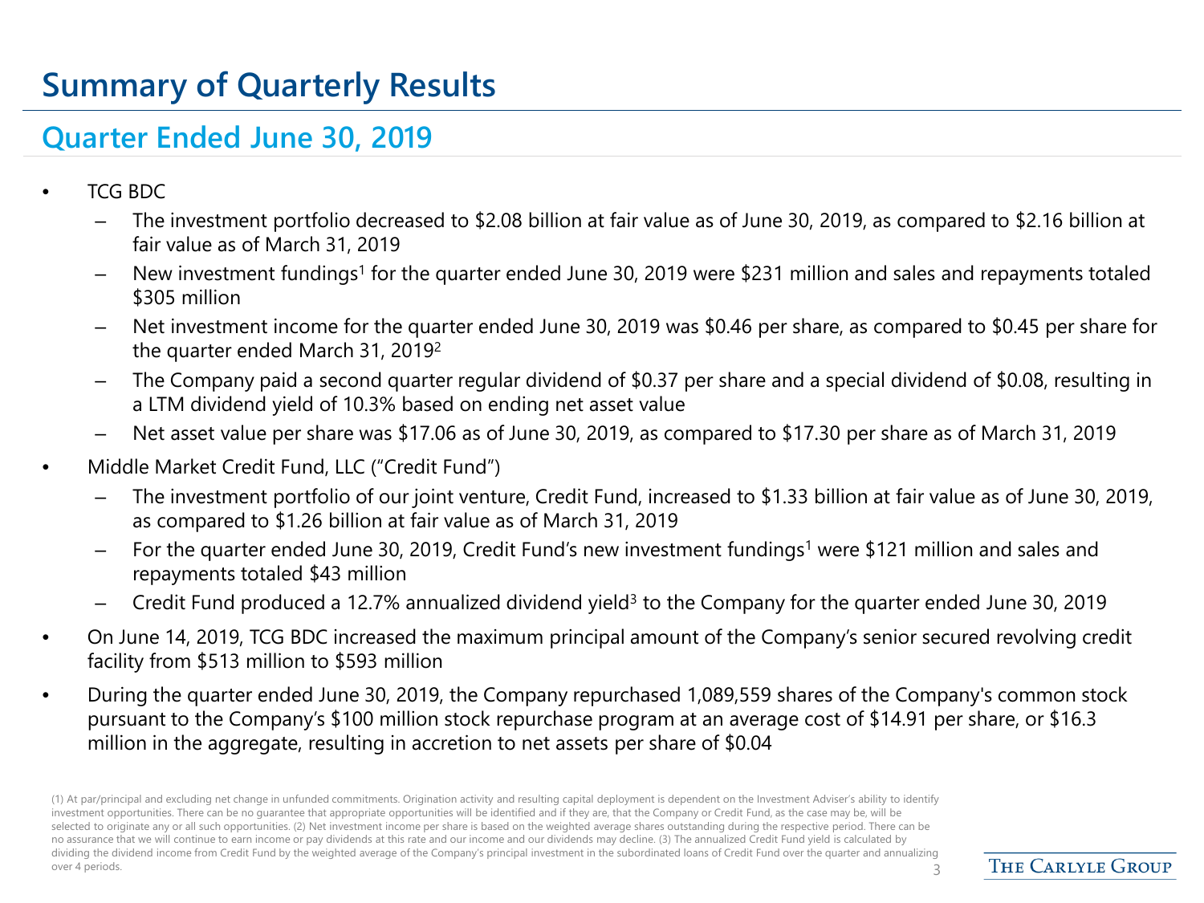# Summary of Quarterly Results

## Quarter Ended June 30, 2019

- TCG BDC
  - The investment portfolio decreased to \$2.08 billion at fair value as of June 30, 2019, as compared to \$2.16 billion at fair value as of March 31, 2019
  - New investment fundings[1] for the quarter ended June 30, 2019 were \$231 million and sales and repayments totaled \$305 million
  - Net investment income for the quarter ended June 30, 2019 was \$0.46 per share, as compared to \$0.45 per share for the quarter ended March 31, 2019[2]
  - The Company paid a second quarter regular dividend of \$0.37 per share and a special dividend of \$0.08, resulting in a LTM dividend yield of 10.3% based on ending net asset value
  - Net asset value per share was \$17.06 as of June 30, 2019, as compared to \$17.30 per share as of March 31, 2019
- Middle Market Credit Fund, LLC ("Credit Fund")
  - The investment portfolio of our joint venture, Credit Fund, increased to \$1.33 billion at fair value as of June 30, 2019, as compared to \$1.26 billion at fair value as of March 31, 2019
  - For the quarter ended June 30, 2019, Credit Fund's new investment fundings[1] were \$121 million and sales and repayments totaled \$43 million
  - Credit Fund produced a 12.7% annualized dividend yield[3] to the Company for the quarter ended June 30, 2019
- On June 14, 2019, TCG BDC increased the maximum principal amount of the Company's senior secured revolving credit facility from \$513 million to \$593 million
- During the quarter ended June 30, 2019, the Company repurchased 1,089,559 shares of the Company's common stock pursuant to the Company's \$100 million stock repurchase program at an average cost of \$14.91 per share, or \$16.3 million in the aggregate, resulting in accretion to net assets per share of \$0.04

(1) At par/principal and excluding net change in unfunded commitments. Origination activity and resulting capital deployment is dependent on the Investment Adviser's ability to identify investment opportunities. There can be no guarantee that appropriate opportunities will be identified and if they are, that the Company or Credit Fund, as the case may be, will be selected to originate any or all such opportunities. (2) Net investment income per share is based on the weighted average shares outstanding during the respective period. There can be no assurance that we will continue to earn income or pay dividends at this rate and our income and our dividends may decline. (3) The annualized Credit Fund yield is calculated by dividing the dividend income from Credit Fund by the weighted average of the Company's principal investment in the subordinated loans of Credit Fund over the quarter and annualizing over 4 periods.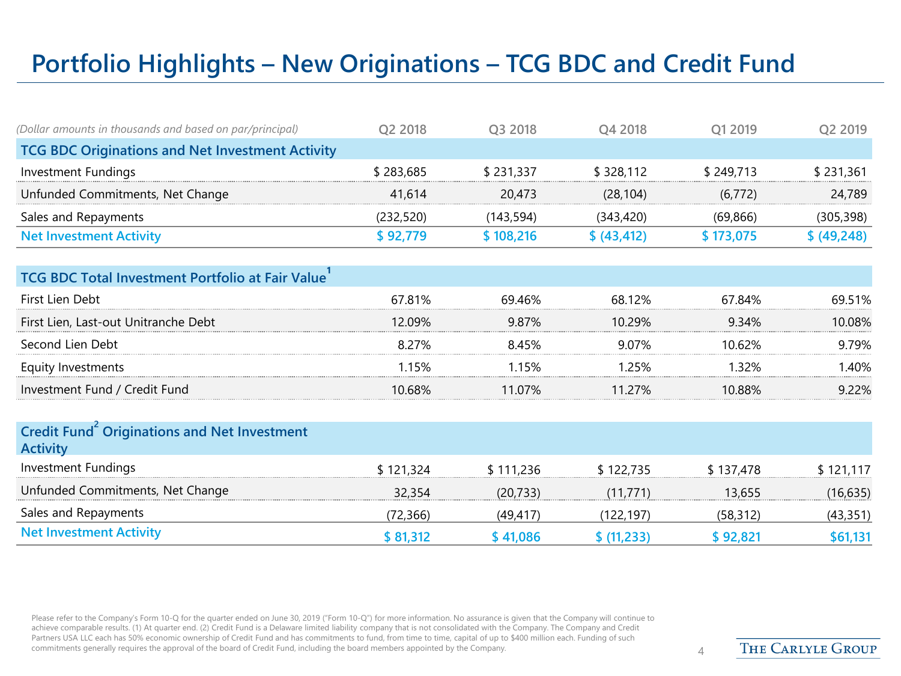# Portfolio Highlights – New Originations – TCG BDC and Credit Fund

| *(Dollar amounts in thousands and based on par/principal)* | Q2 2018 | Q3 2018 | Q4 2018 | Q1 2019 | Q2 2019 |
|---|---|---|---|---|---|
| **TCG BDC Originations and Net Investment Activity** | | | | | |
| Investment Fundings | $ 283,685 | $ 231,337 | $ 328,112 | $ 249,713 | $ 231,361 |
| Unfunded Commitments, Net Change | 41,614 | 20,473 | (28,104) | (6,772) | 24,789 |
| Sales and Repayments | (232,520) | (143,594) | (343,420) | (69,866) | (305,398) |
| **Net Investment Activity** | **$ 92,779** | **$ 108,216** | **$ (43,412)** | **$ 173,075** | **$ (49,248)** |

| | Q2 2018 | Q3 2018 | Q4 2018 | Q1 2019 | Q2 2019 |
|---|---|---|---|---|---|
| **TCG BDC Total Investment Portfolio at Fair Value[1]** | | | | | |
| First Lien Debt | 67.81% | 69.46% | 68.12% | 67.84% | 69.51% |
| First Lien, Last-out Unitranche Debt | 12.09% | 9.87% | 10.29% | 9.34% | 10.08% |
| Second Lien Debt | 8.27% | 8.45% | 9.07% | 10.62% | 9.79% |
| Equity Investments | 1.15% | 1.15% | 1.25% | 1.32% | 1.40% |
| Investment Fund / Credit Fund | 10.68% | 11.07% | 11.27% | 10.88% | 9.22% |

| | Q2 2018 | Q3 2018 | Q4 2018 | Q1 2019 | Q2 2019 |
|---|---|---|---|---|---|
| **Credit Fund[2] Originations and Net Investment Activity** | | | | | |
| Investment Fundings | $ 121,324 | $ 111,236 | $ 122,735 | $ 137,478 | $ 121,117 |
| Unfunded Commitments, Net Change | 32,354 | (20,733) | (11,771) | 13,655 | (16,635) |
| Sales and Repayments | (72,366) | (49,417) | (122,197) | (58,312) | (43,351) |
| **Net Investment Activity** | **$ 81,312** | **$ 41,086** | **$ (11,233)** | **$ 92,821** | **$61,131** |

Please refer to the Company's Form 10-Q for the quarter ended on June 30, 2019 ("Form 10-Q") for more information. No assurance is given that the Company will continue to achieve comparable results. (1) At quarter end. (2) Credit Fund is a Delaware limited liability company that is not consolidated with the Company. The Company and Credit Partners USA LLC each has 50% economic ownership of Credit Fund and has commitments to fund, from time to time, capital of up to $400 million each. Funding of such commitments generally requires the approval of the board of Credit Fund, including the board members appointed by the Company.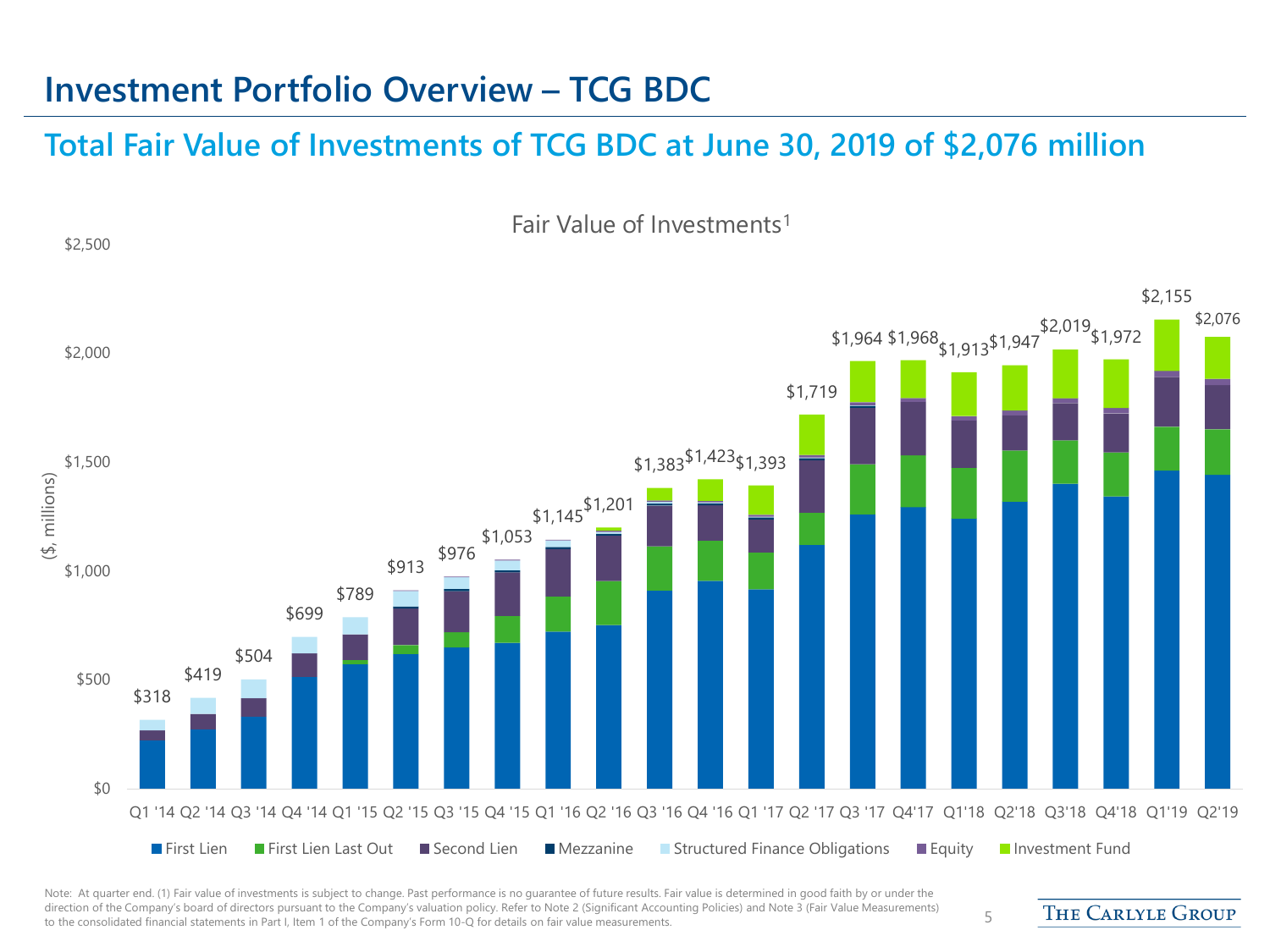# Investment Portfolio Overview – TCG BDC

## Total Fair Value of Investments of TCG BDC at June 30, 2019 of $2,076 million

Fair Value of Investments[1]

($, millions)

| Quarter | Total |
|---|---|
| Q1 '14 | $318 |
| Q2 '14 | $419 |
| Q3 '14 | $504 |
| Q4 '14 | $699 |
| Q1 '15 | $789 |
| Q2 '15 | $913 |
| Q3 '15 | $976 |
| Q4 '15 | $1,053 |
| Q1 '16 | $1,145 |
| Q2 '16 | $1,201 |
| Q3 '16 | $1,383 |
| Q4 '16 | $1,423 |
| Q1 '17 | $1,393 |
| Q2 '17 | $1,719 |
| Q3 '17 | $1,964 |
| Q4'17 | $1,968 |
| Q1'18 | $1,913 |
| Q2'18 | $1,947 |
| Q3'18 | $2,019 |
| Q4'18 | $1,972 |
| Q1'19 | $2,155 |
| Q2'19 | $2,076 |

Legend: First Lien, First Lien Last Out, Second Lien, Mezzanine, Structured Finance Obligations, Equity, Investment Fund

Note: At quarter end. (1) Fair value of investments is subject to change. Past performance is no guarantee of future results. Fair value is determined in good faith by or under the direction of the Company's board of directors pursuant to the Company's valuation policy. Refer to Note 2 (Significant Accounting Policies) and Note 3 (Fair Value Measurements) to the consolidated financial statements in Part I, Item 1 of the Company's Form 10-Q for details on fair value measurements.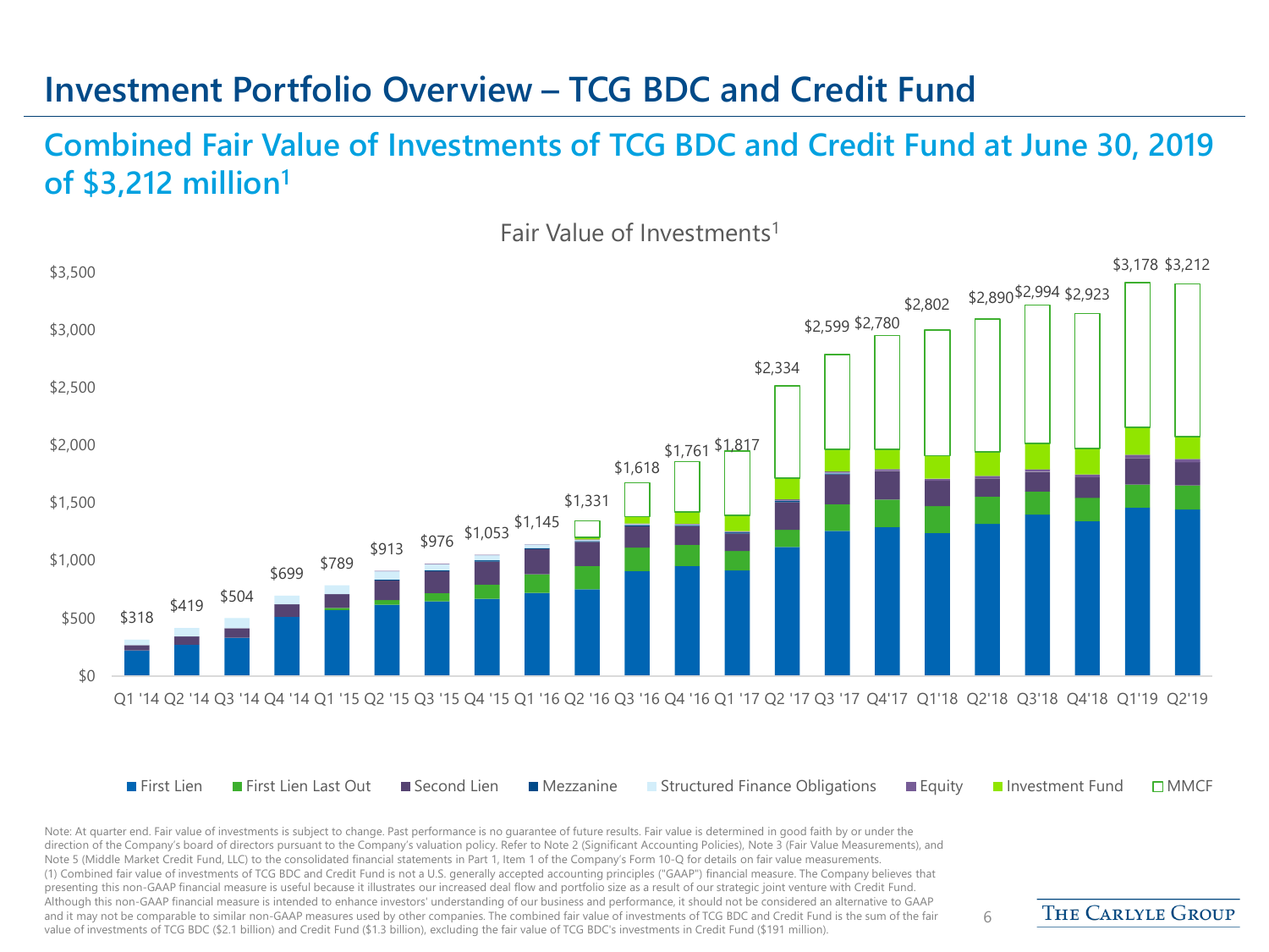# Investment Portfolio Overview – TCG BDC and Credit Fund

## Combined Fair Value of Investments of TCG BDC and Credit Fund at June 30, 2019 of $3,212 million[1]

Fair Value of Investments[1]

| Quarter | Fair Value of Investments ($ millions) |
|---|---|
| Q1 '14 | $318 |
| Q2 '14 | $419 |
| Q3 '14 | $504 |
| Q4 '14 | $699 |
| Q1 '15 | $789 |
| Q2 '15 | $913 |
| Q3 '15 | $976 |
| Q4 '15 | $1,053 |
| Q1 '16 | $1,145 |
| Q2 '16 | $1,331 |
| Q3 '16 | $1,618 |
| Q4 '16 | $1,761 |
| Q1 '17 | $1,817 |
| Q2 '17 | $2,334 |
| Q3 '17 | $2,599 |
| Q4'17 | $2,780 |
| Q1'18 | $2,802 |
| Q2'18 | $2,890 |
| Q3'18 | $2,994 |
| Q4'18 | $2,923 |
| Q1'19 | $3,178 |
| Q2'19 | $3,212 |

Legend: First Lien, First Lien Last Out, Second Lien, Mezzanine, Structured Finance Obligations, Equity, Investment Fund, MMCF

Note: At quarter end. Fair value of investments is subject to change. Past performance is no guarantee of future results. Fair value is determined in good faith by or under the direction of the Company's board of directors pursuant to the Company's valuation policy. Refer to Note 2 (Significant Accounting Policies), Note 3 (Fair Value Measurements), and Note 5 (Middle Market Credit Fund, LLC) to the consolidated financial statements in Part 1, Item 1 of the Company's Form 10-Q for details on fair value measurements.

(1) Combined fair value of investments of TCG BDC and Credit Fund is not a U.S. generally accepted accounting principles ("GAAP") financial measure. The Company believes that presenting this non-GAAP financial measure is useful because it illustrates our increased deal flow and portfolio size as a result of our strategic joint venture with Credit Fund. Although this non-GAAP financial measure is intended to enhance investors' understanding of our business and performance, it should not be considered an alternative to GAAP and it may not be comparable to similar non-GAAP measures used by other companies. The combined fair value of investments of TCG BDC and Credit Fund is the sum of the fair value of investments of TCG BDC ($2.1 billion) and Credit Fund ($1.3 billion), excluding the fair value of TCG BDC's investments in Credit Fund ($191 million).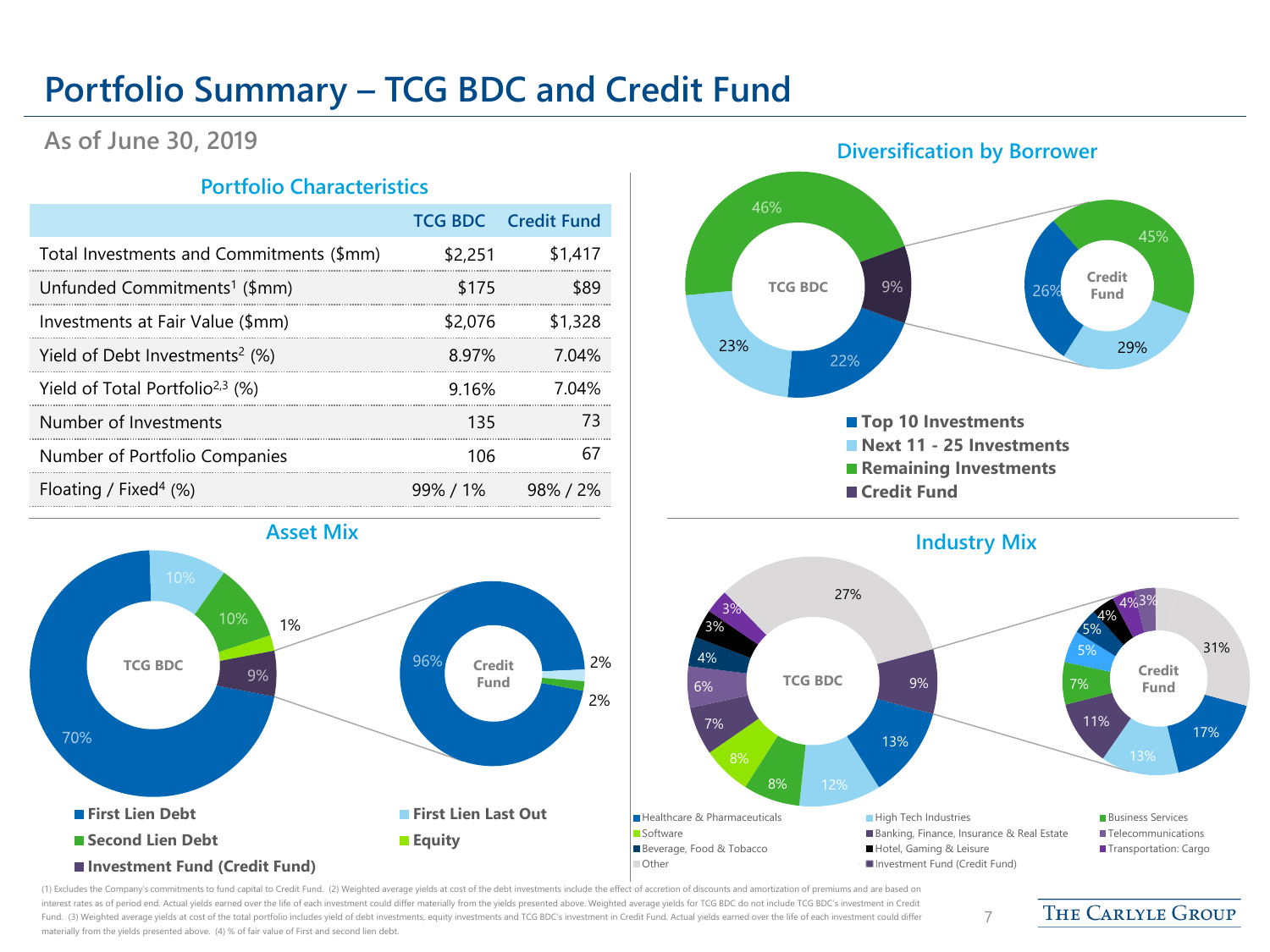# Portfolio Summary – TCG BDC and Credit Fund

## As of June 30, 2019

### Portfolio Characteristics

| | TCG BDC | Credit Fund |
|---|---|---|
| Total Investments and Commitments ($mm) | $2,251 | $1,417 |
| Unfunded Commitments[1] ($mm) | $175 | $89 |
| Investments at Fair Value ($mm) | $2,076 | $1,328 |
| Yield of Debt Investments[2] (%) | 8.97% | 7.04% |
| Yield of Total Portfolio[2,3] (%) | 9.16% | 7.04% |
| Number of Investments | 135 | 73 |
| Number of Portfolio Companies | 106 | 67 |
| Floating / Fixed[4] (%) | 99% / 1% | 98% / 2% |

### Diversification by Borrower

| | TCG BDC | Credit Fund |
|---|---|---|
| Top 10 Investments | 22% | 26% |
| Next 11 - 25 Investments | 23% | 29% |
| Remaining Investments | 46% | 45% |
| Credit Fund | 9% | |

### Asset Mix

| | TCG BDC | Credit Fund |
|---|---|---|
| First Lien Debt | 70% | 96% |
| First Lien Last Out | 10% | 2% |
| Second Lien Debt | 10% | 2% |
| Equity | 1% | |
| Investment Fund (Credit Fund) | 9% | |

### Industry Mix

| | TCG BDC | Credit Fund |
|---|---|---|
| Healthcare & Pharmaceuticals | 13% | 17% |
| High Tech Industries | 12% | 13% |
| Business Services | 8% | 7% |
| Software | 8% | 5% |
| Banking, Finance, Insurance & Real Estate | 7% | 11% |
| Telecommunications | 6% | 3% |
| Beverage, Food & Tobacco | 4% | 5% |
| Hotel, Gaming & Leisure | 3% | 4% |
| Transportation: Cargo | 3% | 4% |
| Other | 27% | 31% |
| Investment Fund (Credit Fund) | 9% | |

(1) Excludes the Company's commitments to fund capital to Credit Fund. (2) Weighted average yields at cost of the debt investments include the effect of accretion of discounts and amortization of premiums and are based on interest rates as of period end. Actual yields earned over the life of each investment could differ materially from the yields presented above. Weighted average yields for TCG BDC do not include TCG BDC's investment in Credit Fund. (3) Weighted average yields at cost of the total portfolio includes yield of debt investments, equity investments and TCG BDC's investment in Credit Fund. Actual yields earned over the life of each investment could differ materially from the yields presented above. (4) % of fair value of First and second lien debt.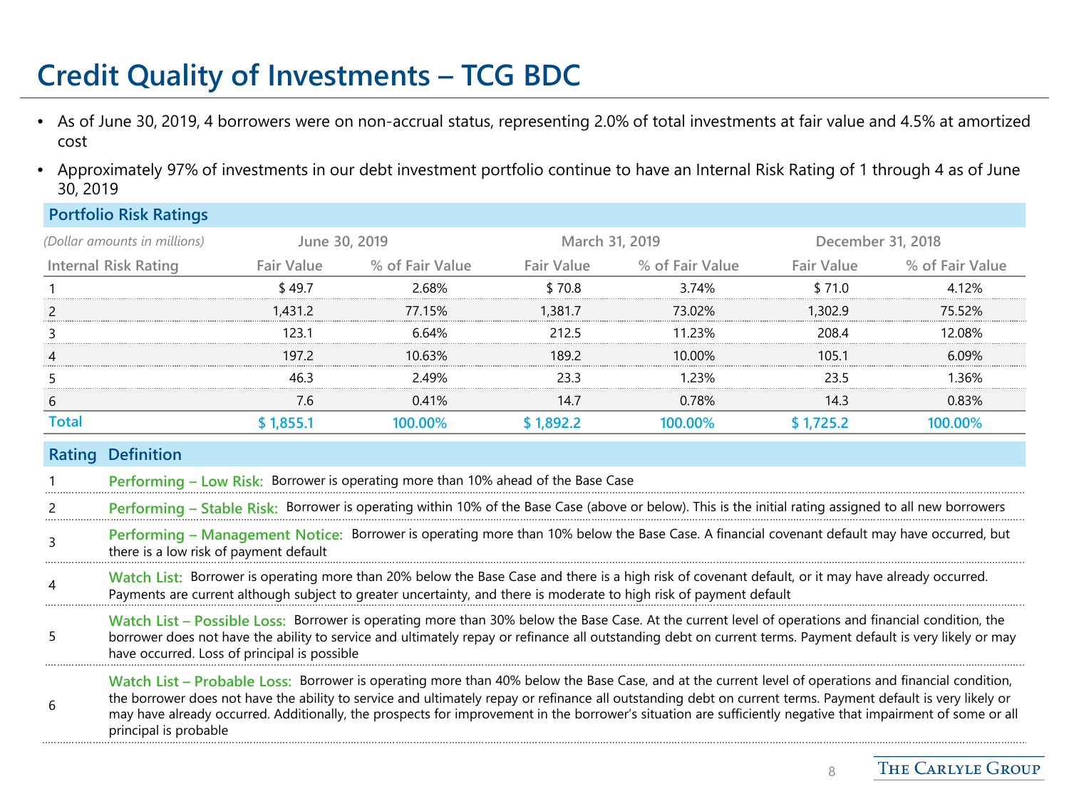# Credit Quality of Investments – TCG BDC

- As of June 30, 2019, 4 borrowers were on non-accrual status, representing 2.0% of total investments at fair value and 4.5% at amortized cost
- Approximately 97% of investments in our debt investment portfolio continue to have an Internal Risk Rating of 1 through 4 as of June 30, 2019

## Portfolio Risk Ratings

| *(Dollar amounts in millions)* | June 30, 2019 | | March 31, 2019 | | December 31, 2018 | |
|---|---|---|---|---|---|---|
| Internal Risk Rating | Fair Value | % of Fair Value | Fair Value | % of Fair Value | Fair Value | % of Fair Value |
| 1 | $ 49.7 | 2.68% | $ 70.8 | 3.74% | $ 71.0 | 4.12% |
| 2 | 1,431.2 | 77.15% | 1,381.7 | 73.02% | 1,302.9 | 75.52% |
| 3 | 123.1 | 6.64% | 212.5 | 11.23% | 208.4 | 12.08% |
| 4 | 197.2 | 10.63% | 189.2 | 10.00% | 105.1 | 6.09% |
| 5 | 46.3 | 2.49% | 23.3 | 1.23% | 23.5 | 1.36% |
| 6 | 7.6 | 0.41% | 14.7 | 0.78% | 14.3 | 0.83% |
| **Total** | **$ 1,855.1** | **100.00%** | **$ 1,892.2** | **100.00%** | **$ 1,725.2** | **100.00%** |

| Rating | Definition |
|---|---|
| 1 | **Performing – Low Risk:** Borrower is operating more than 10% ahead of the Base Case |
| 2 | **Performing – Stable Risk:** Borrower is operating within 10% of the Base Case (above or below). This is the initial rating assigned to all new borrowers |
| 3 | **Performing – Management Notice:** Borrower is operating more than 10% below the Base Case. A financial covenant default may have occurred, but there is a low risk of payment default |
| 4 | **Watch List:** Borrower is operating more than 20% below the Base Case and there is a high risk of covenant default, or it may have already occurred. Payments are current although subject to greater uncertainty, and there is moderate to high risk of payment default |
| 5 | **Watch List – Possible Loss:** Borrower is operating more than 30% below the Base Case. At the current level of operations and financial condition, the borrower does not have the ability to service and ultimately repay or refinance all outstanding debt on current terms. Payment default is very likely or may have occurred. Loss of principal is possible |
| 6 | **Watch List – Probable Loss:** Borrower is operating more than 40% below the Base Case, and at the current level of operations and financial condition, the borrower does not have the ability to service and ultimately repay or refinance all outstanding debt on current terms. Payment default is very likely or may have already occurred. Additionally, the prospects for improvement in the borrower's situation are sufficiently negative that impairment of some or all principal is probable |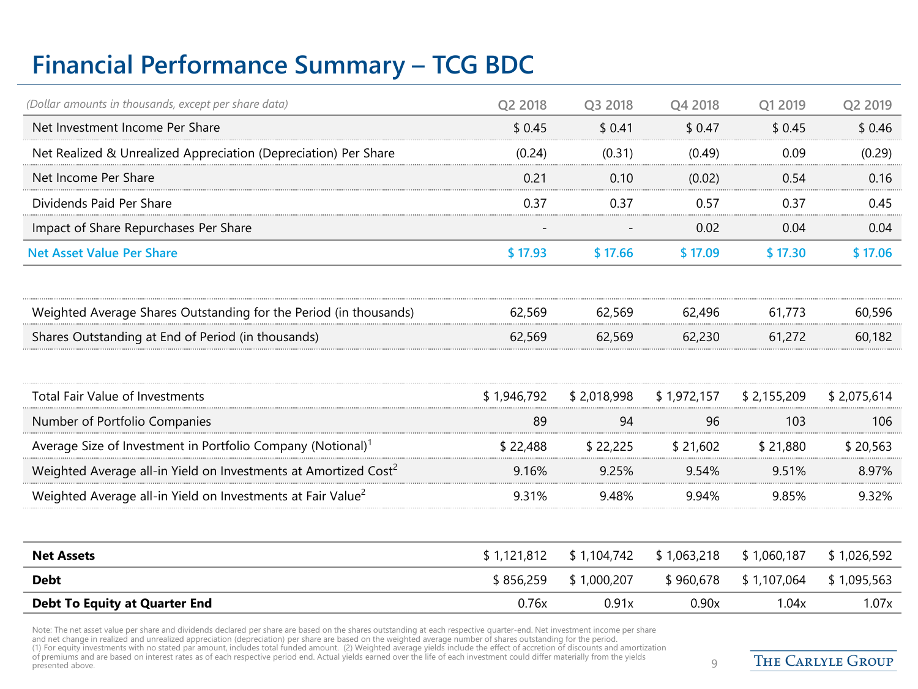# Financial Performance Summary – TCG BDC

| *(Dollar amounts in thousands, except per share data)* | Q2 2018 | Q3 2018 | Q4 2018 | Q1 2019 | Q2 2019 |
|---|---|---|---|---|---|
| Net Investment Income Per Share | $ 0.45 | $ 0.41 | $ 0.47 | $ 0.45 | $ 0.46 |
| Net Realized & Unrealized Appreciation (Depreciation) Per Share | (0.24) | (0.31) | (0.49) | 0.09 | (0.29) |
| Net Income Per Share | 0.21 | 0.10 | (0.02) | 0.54 | 0.16 |
| Dividends Paid Per Share | 0.37 | 0.37 | 0.57 | 0.37 | 0.45 |
| Impact of Share Repurchases Per Share | - | - | 0.02 | 0.04 | 0.04 |
| **Net Asset Value Per Share** | **$ 17.93** | **$ 17.66** | **$ 17.09** | **$ 17.30** | **$ 17.06** |
| | | | | | |
| Weighted Average Shares Outstanding for the Period (in thousands) | 62,569 | 62,569 | 62,496 | 61,773 | 60,596 |
| Shares Outstanding at End of Period (in thousands) | 62,569 | 62,569 | 62,230 | 61,272 | 60,182 |
| | | | | | |
| Total Fair Value of Investments | $ 1,946,792 | $ 2,018,998 | $ 1,972,157 | $ 2,155,209 | $ 2,075,614 |
| Number of Portfolio Companies | 89 | 94 | 96 | 103 | 106 |
| Average Size of Investment in Portfolio Company (Notional)[1] | $ 22,488 | $ 22,225 | $ 21,602 | $ 21,880 | $ 20,563 |
| Weighted Average all-in Yield on Investments at Amortized Cost[2] | 9.16% | 9.25% | 9.54% | 9.51% | 8.97% |
| Weighted Average all-in Yield on Investments at Fair Value[2] | 9.31% | 9.48% | 9.94% | 9.85% | 9.32% |
| | | | | | |
| **Net Assets** | $ 1,121,812 | $ 1,104,742 | $ 1,063,218 | $ 1,060,187 | $ 1,026,592 |
| **Debt** | $ 856,259 | $ 1,000,207 | $ 960,678 | $ 1,107,064 | $ 1,095,563 |
| **Debt To Equity at Quarter End** | 0.76x | 0.91x | 0.90x | 1.04x | 1.07x |

Note: The net asset value per share and dividends declared per share are based on the shares outstanding at each respective quarter-end. Net investment income per share and net change in realized and unrealized appreciation (depreciation) per share are based on the weighted average number of shares outstanding for the period.
(1) For equity investments with no stated par amount, includes total funded amount. (2) Weighted average yields include the effect of accretion of discounts and amortization of premiums and are based on interest rates as of each respective period end. Actual yields earned over the life of each investment could differ materially from the yields presented above.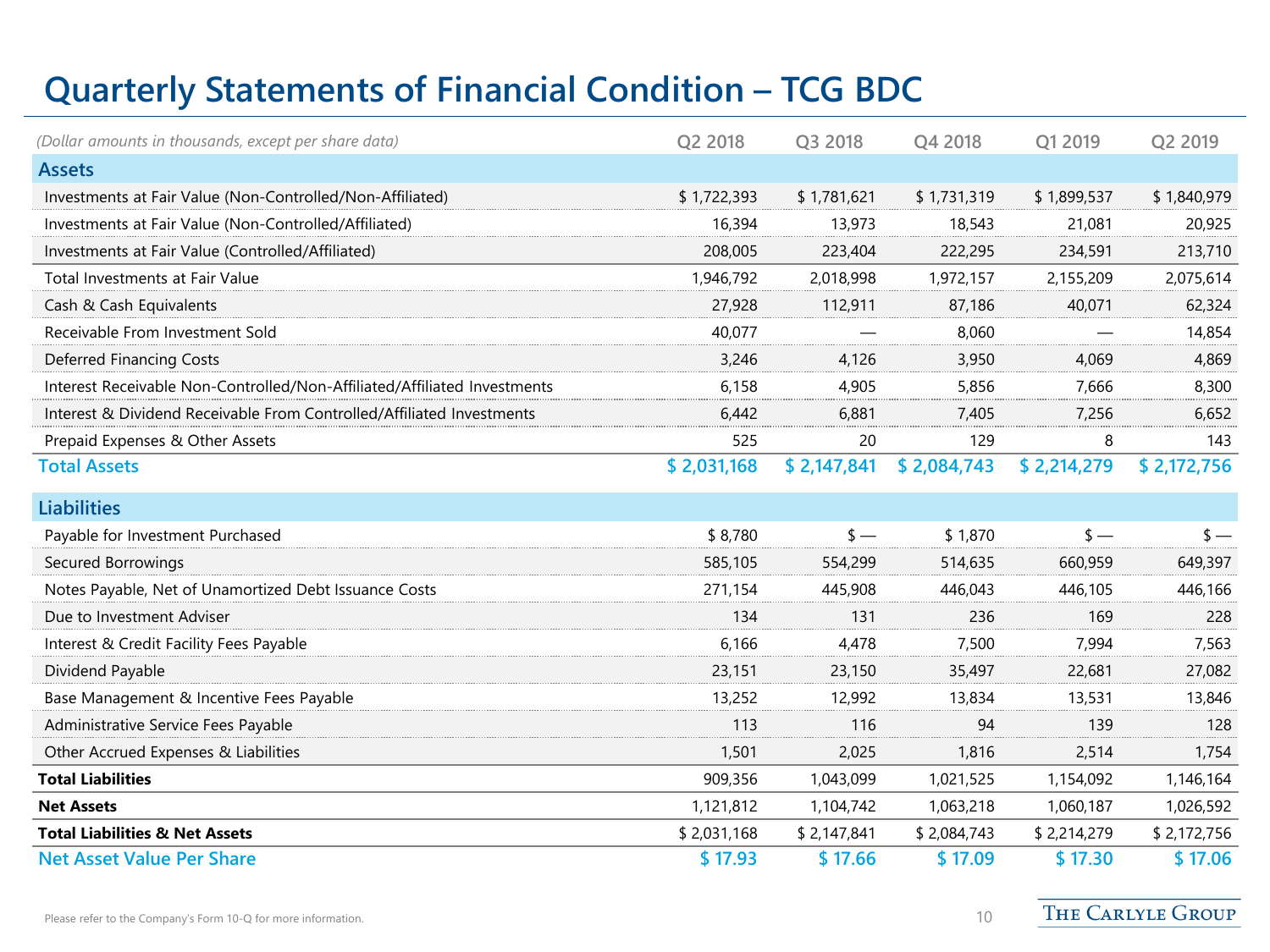# Quarterly Statements of Financial Condition – TCG BDC

| *(Dollar amounts in thousands, except per share data)* | Q2 2018 | Q3 2018 | Q4 2018 | Q1 2019 | Q2 2019 |
|---|---|---|---|---|---|
| **Assets** | | | | | |
| Investments at Fair Value (Non-Controlled/Non-Affiliated) | $ 1,722,393 | $ 1,781,621 | $ 1,731,319 | $ 1,899,537 | $ 1,840,979 |
| Investments at Fair Value (Non-Controlled/Affiliated) | 16,394 | 13,973 | 18,543 | 21,081 | 20,925 |
| Investments at Fair Value (Controlled/Affiliated) | 208,005 | 223,404 | 222,295 | 234,591 | 213,710 |
| Total Investments at Fair Value | 1,946,792 | 2,018,998 | 1,972,157 | 2,155,209 | 2,075,614 |
| Cash & Cash Equivalents | 27,928 | 112,911 | 87,186 | 40,071 | 62,324 |
| Receivable From Investment Sold | 40,077 | — | 8,060 | — | 14,854 |
| Deferred Financing Costs | 3,246 | 4,126 | 3,950 | 4,069 | 4,869 |
| Interest Receivable Non-Controlled/Non-Affiliated/Affiliated Investments | 6,158 | 4,905 | 5,856 | 7,666 | 8,300 |
| Interest & Dividend Receivable From Controlled/Affiliated Investments | 6,442 | 6,881 | 7,405 | 7,256 | 6,652 |
| Prepaid Expenses & Other Assets | 525 | 20 | 129 | 8 | 143 |
| **Total Assets** | **$ 2,031,168** | **$ 2,147,841** | **$ 2,084,743** | **$ 2,214,279** | **$ 2,172,756** |
| **Liabilities** | | | | | |
| Payable for Investment Purchased | $ 8,780 | $ — | $ 1,870 | $ — | $ — |
| Secured Borrowings | 585,105 | 554,299 | 514,635 | 660,959 | 649,397 |
| Notes Payable, Net of Unamortized Debt Issuance Costs | 271,154 | 445,908 | 446,043 | 446,105 | 446,166 |
| Due to Investment Adviser | 134 | 131 | 236 | 169 | 228 |
| Interest & Credit Facility Fees Payable | 6,166 | 4,478 | 7,500 | 7,994 | 7,563 |
| Dividend Payable | 23,151 | 23,150 | 35,497 | 22,681 | 27,082 |
| Base Management & Incentive Fees Payable | 13,252 | 12,992 | 13,834 | 13,531 | 13,846 |
| Administrative Service Fees Payable | 113 | 116 | 94 | 139 | 128 |
| Other Accrued Expenses & Liabilities | 1,501 | 2,025 | 1,816 | 2,514 | 1,754 |
| **Total Liabilities** | 909,356 | 1,043,099 | 1,021,525 | 1,154,092 | 1,146,164 |
| **Net Assets** | 1,121,812 | 1,104,742 | 1,063,218 | 1,060,187 | 1,026,592 |
| **Total Liabilities & Net Assets** | $ 2,031,168 | $ 2,147,841 | $ 2,084,743 | $ 2,214,279 | $ 2,172,756 |
| **Net Asset Value Per Share** | **$ 17.93** | **$ 17.66** | **$ 17.09** | **$ 17.30** | **$ 17.06** |

Please refer to the Company's Form 10-Q for more information.

THE CARLYLE GROUP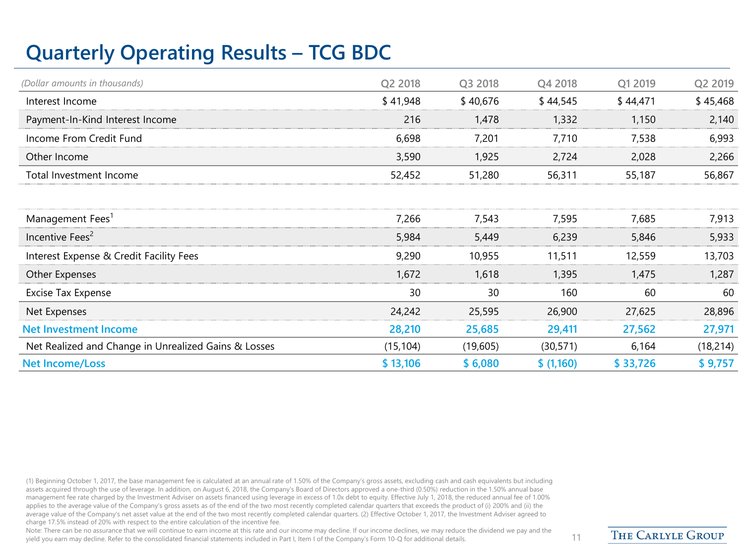# Quarterly Operating Results – TCG BDC

| *(Dollar amounts in thousands)* | Q2 2018 | Q3 2018 | Q4 2018 | Q1 2019 | Q2 2019 |
|---|---|---|---|---|---|
| Interest Income | $ 41,948 | $ 40,676 | $ 44,545 | $ 44,471 | $ 45,468 |
| Payment-In-Kind Interest Income | 216 | 1,478 | 1,332 | 1,150 | 2,140 |
| Income From Credit Fund | 6,698 | 7,201 | 7,710 | 7,538 | 6,993 |
| Other Income | 3,590 | 1,925 | 2,724 | 2,028 | 2,266 |
| Total Investment Income | 52,452 | 51,280 | 56,311 | 55,187 | 56,867 |
| | | | | | |
| Management Fees[1] | 7,266 | 7,543 | 7,595 | 7,685 | 7,913 |
| Incentive Fees[2] | 5,984 | 5,449 | 6,239 | 5,846 | 5,933 |
| Interest Expense & Credit Facility Fees | 9,290 | 10,955 | 11,511 | 12,559 | 13,703 |
| Other Expenses | 1,672 | 1,618 | 1,395 | 1,475 | 1,287 |
| Excise Tax Expense | 30 | 30 | 160 | 60 | 60 |
| Net Expenses | 24,242 | 25,595 | 26,900 | 27,625 | 28,896 |
| **Net Investment Income** | **28,210** | **25,685** | **29,411** | **27,562** | **27,971** |
| Net Realized and Change in Unrealized Gains & Losses | (15,104) | (19,605) | (30,571) | 6,164 | (18,214) |
| **Net Income/Loss** | **$ 13,106** | **$ 6,080** | **$ (1,160)** | **$ 33,726** | **$ 9,757** |

(1) Beginning October 1, 2017, the base management fee is calculated at an annual rate of 1.50% of the Company's gross assets, excluding cash and cash equivalents but including assets acquired through the use of leverage. In addition, on August 6, 2018, the Company's Board of Directors approved a one-third (0.50%) reduction in the 1.50% annual base management fee rate charged by the Investment Adviser on assets financed using leverage in excess of 1.0x debt to equity. Effective July 1, 2018, the reduced annual fee of 1.00% applies to the average value of the Company's gross assets as of the end of the two most recently completed calendar quarters that exceeds the product of (i) 200% and (ii) the average value of the Company's net asset value at the end of the two most recently completed calendar quarters. (2) Effective October 1, 2017, the Investment Adviser agreed to charge 17.5% instead of 20% with respect to the entire calculation of the incentive fee.

Note: There can be no assurance that we will continue to earn income at this rate and our income may decline. If our income declines, we may reduce the dividend we pay and the yield you earn may decline. Refer to the consolidated financial statements included in Part I, Item I of the Company's Form 10-Q for additional details.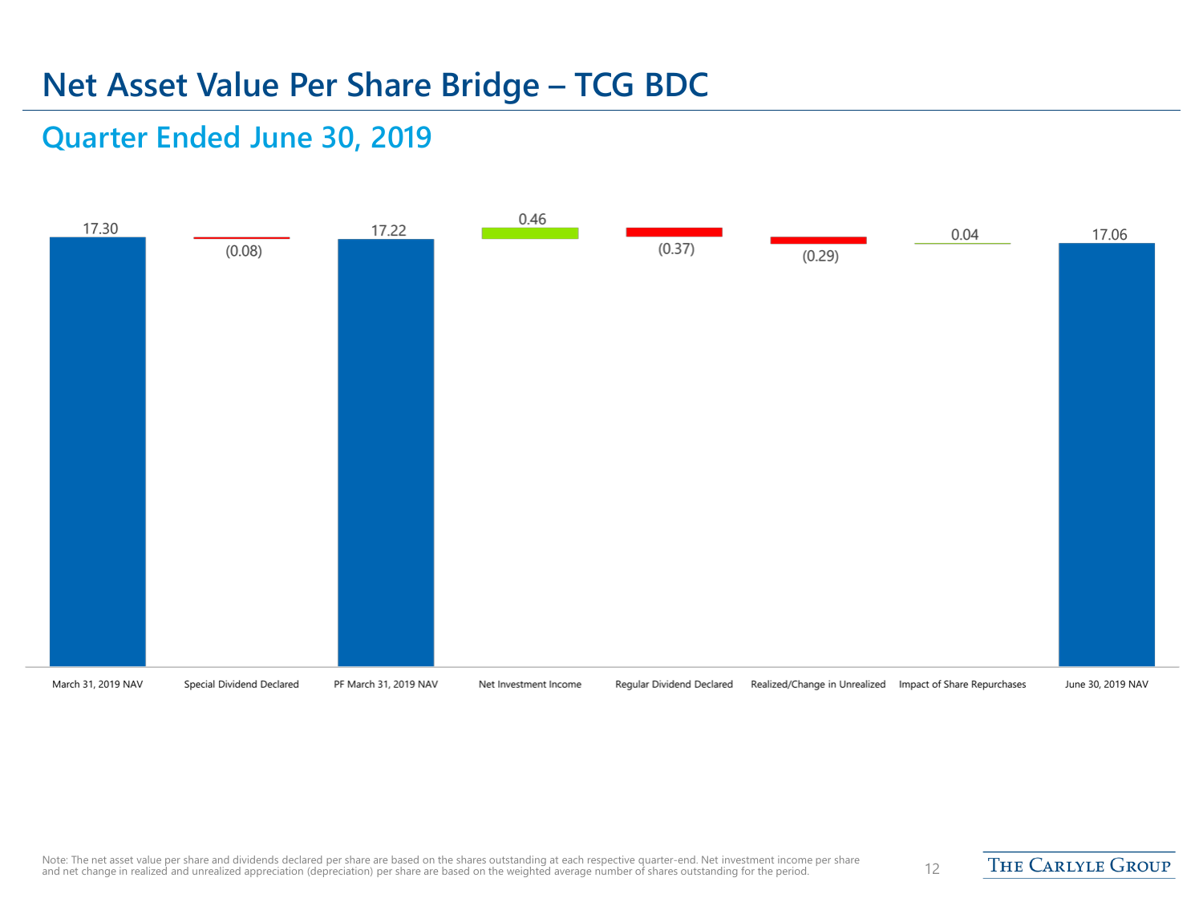# Net Asset Value Per Share Bridge – TCG BDC

## Quarter Ended June 30, 2019

| March 31, 2019 NAV | Special Dividend Declared | PF March 31, 2019 NAV | Net Investment Income | Regular Dividend Declared | Realized/Change in Unrealized | Impact of Share Repurchases | June 30, 2019 NAV |
|---|---|---|---|---|---|---|---|
| 17.30 | (0.08) | 17.22 | 0.46 | (0.37) | (0.29) | 0.04 | 17.06 |

Note: The net asset value per share and dividends declared per share are based on the shares outstanding at each respective quarter-end. Net investment income per share and net change in realized and unrealized appreciation (depreciation) per share are based on the weighted average number of shares outstanding for the period.

THE CARLYLE GROUP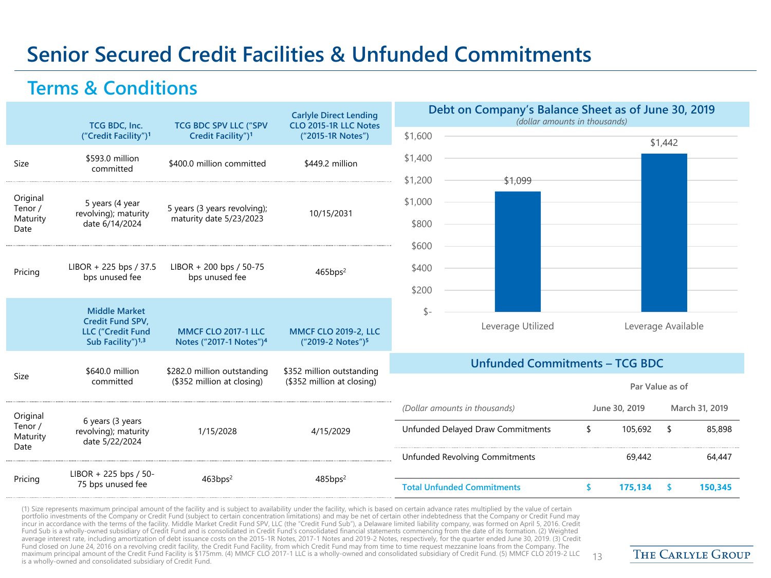# Senior Secured Credit Facilities & Unfunded Commitments

## Terms & Conditions

| | TCG BDC, Inc. ("Credit Facility")[1] | TCG BDC SPV LLC ("SPV Credit Facility")[1] | Carlyle Direct Lending CLO 2015-1R LLC Notes ("2015-1R Notes") |
|---|---|---|---|
| Size | $593.0 million committed | $400.0 million committed | $449.2 million |
| Original Tenor / Maturity Date | 5 years (4 year revolving); maturity date 6/14/2024 | 5 years (3 years revolving); maturity date 5/23/2023 | 10/15/2031 |
| Pricing | LIBOR + 225 bps / 37.5 bps unused fee | LIBOR + 200 bps / 50-75 bps unused fee | 465bps[2] |

| | Middle Market Credit Fund SPV, LLC ("Credit Fund Sub Facility")[1,3] | MMCF CLO 2017-1 LLC Notes ("2017-1 Notes")[4] | MMCF CLO 2019-2, LLC ("2019-2 Notes")[5] |
|---|---|---|---|
| Size | $640.0 million committed | $282.0 million outstanding ($352 million at closing) | $352 million outstanding ($352 million at closing) |
| Original Tenor / Maturity Date | 6 years (3 years revolving); maturity date 5/22/2024 | 1/15/2028 | 4/15/2029 |
| Pricing | LIBOR + 225 bps / 50-75 bps unused fee | 463bps[2] | 485bps[2] |

### Debt on Company's Balance Sheet as of June 30, 2019

*(dollar amounts in thousands)*

| | Amount |
|---|---|
| Leverage Utilized | $1,099 |
| Leverage Available | $1,442 |

### Unfunded Commitments – TCG BDC

| *(Dollar amounts in thousands)* | Par Value as of June 30, 2019 | Par Value as of March 31, 2019 |
|---|---|---|
| Unfunded Delayed Draw Commitments | $ 105,692 | $ 85,898 |
| Unfunded Revolving Commitments | 69,442 | 64,447 |
| **Total Unfunded Commitments** | **$ 175,134** | **$ 150,345** |

(1) Size represents maximum principal amount of the facility and is subject to availability under the facility, which is based on certain advance rates multiplied by the value of certain portfolio investments of the Company or Credit Fund (subject to certain concentration limitations) and may be net of certain other indebtedness that the Company or Credit Fund may incur in accordance with the terms of the facility. Middle Market Credit Fund SPV, LLC (the "Credit Fund Sub"), a Delaware limited liability company, was formed on April 5, 2016. Credit Fund Sub is a wholly-owned subsidiary of Credit Fund and is consolidated in Credit Fund's consolidated financial statements commencing from the date of its formation. (2) Weighted average interest rate, including amortization of debt issuance costs on the 2015-1R Notes, 2017-1 Notes and 2019-2 Notes, respectively, for the quarter ended June 30, 2019. (3) Credit Fund closed on June 24, 2016 on a revolving credit facility, the Credit Fund Facility, from which Credit Fund may from time to time request mezzanine loans from the Company. The maximum principal amount of the Credit Fund Facility is $175mm. (4) MMCF CLO 2017-1 LLC is a wholly-owned and consolidated subsidiary of Credit Fund. (5) MMCF CLO 2019-2 LLC is a wholly-owned and consolidated subsidiary of Credit Fund.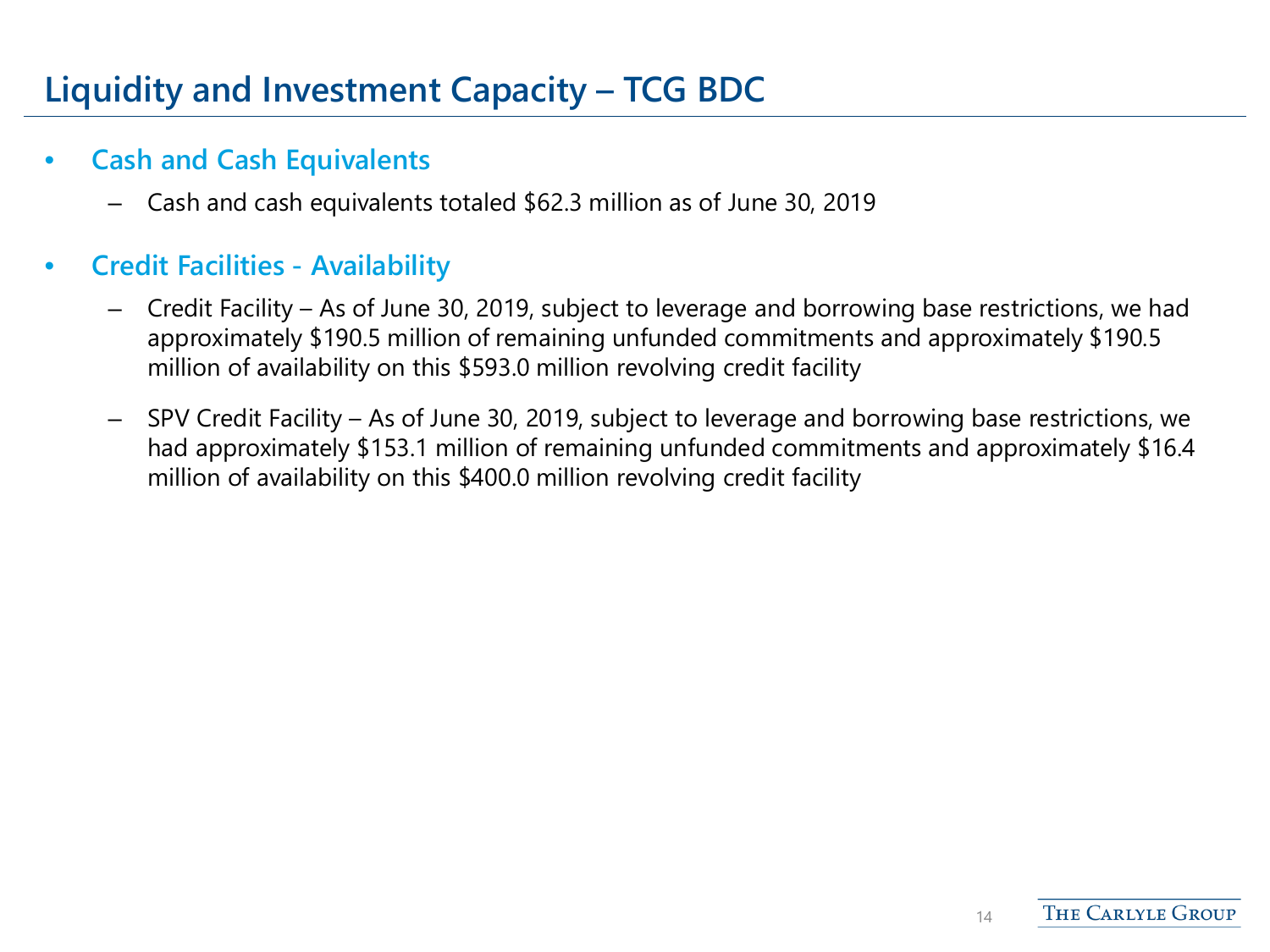# Liquidity and Investment Capacity – TCG BDC

- **Cash and Cash Equivalents**
  - Cash and cash equivalents totaled $62.3 million as of June 30, 2019
- **Credit Facilities - Availability**
  - Credit Facility – As of June 30, 2019, subject to leverage and borrowing base restrictions, we had approximately $190.5 million of remaining unfunded commitments and approximately $190.5 million of availability on this $593.0 million revolving credit facility
  - SPV Credit Facility – As of June 30, 2019, subject to leverage and borrowing base restrictions, we had approximately $153.1 million of remaining unfunded commitments and approximately $16.4 million of availability on this $400.0 million revolving credit facility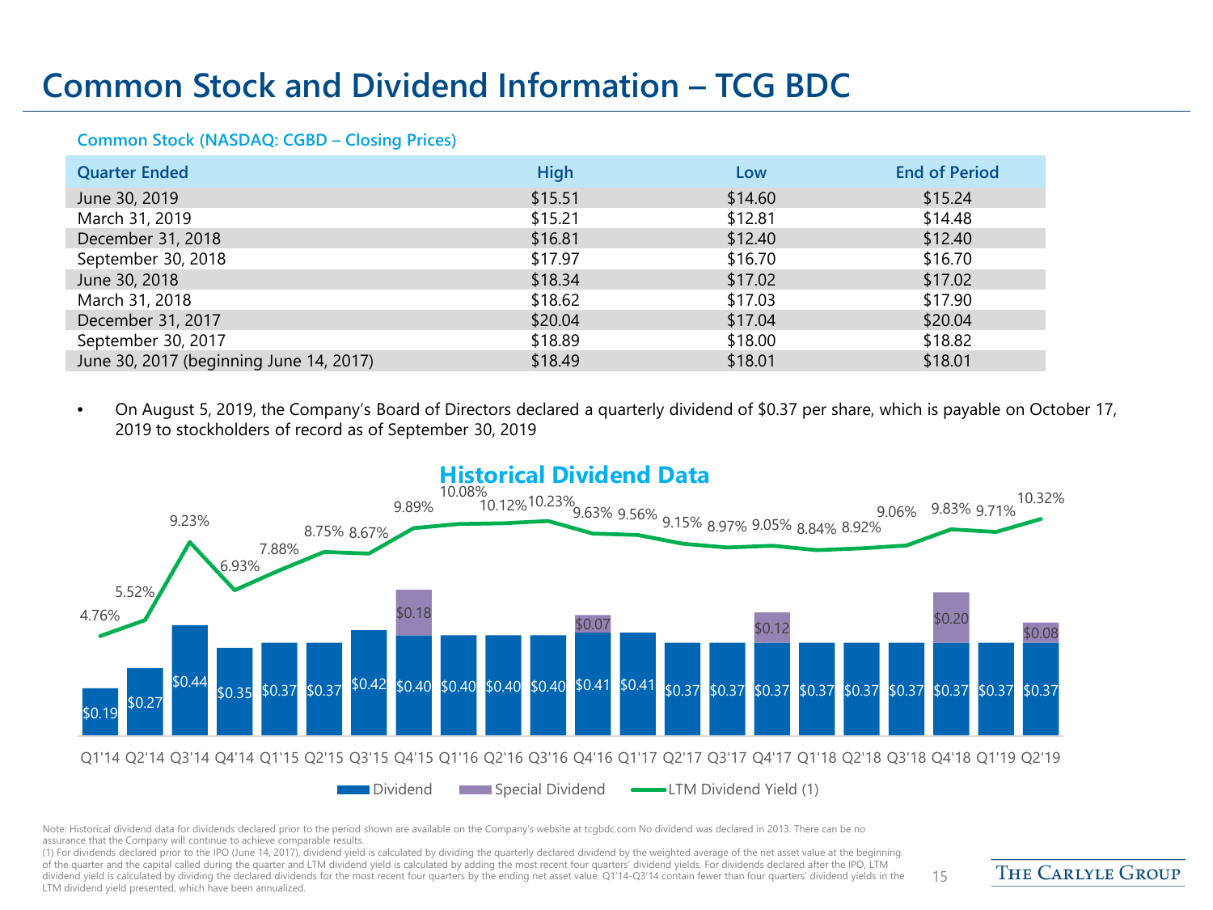# Common Stock and Dividend Information – TCG BDC

**Common Stock (NASDAQ: CGBD – Closing Prices)**

| Quarter Ended | High | Low | End of Period |
|---|---|---|---|
| June 30, 2019 | $15.51 | $14.60 | $15.24 |
| March 31, 2019 | $15.21 | $12.81 | $14.48 |
| December 31, 2018 | $16.81 | $12.40 | $12.40 |
| September 30, 2018 | $17.97 | $16.70 | $16.70 |
| June 30, 2018 | $18.34 | $17.02 | $17.02 |
| March 31, 2018 | $18.62 | $17.03 | $17.90 |
| December 31, 2017 | $20.04 | $17.04 | $20.04 |
| September 30, 2017 | $18.89 | $18.00 | $18.82 |
| June 30, 2017 (beginning June 14, 2017) | $18.49 | $18.01 | $18.01 |

- On August 5, 2019, the Company's Board of Directors declared a quarterly dividend of $0.37 per share, which is payable on October 17, 2019 to stockholders of record as of September 30, 2019

**Historical Dividend Data**

4.76% 5.52% 9.23% 6.93% 7.88% 8.75% 8.67% 9.89% 10.08% 10.12% 10.23% 9.63% 9.56% 9.15% 8.97% 9.05% 8.84% 8.92% 9.06% 9.83% 9.71% 10.32%

$0.18 $0.07 $0.12 $0.20 $0.08

$0.19 $0.27 $0.44 $0.35 $0.37 $0.37 $0.42 $0.40 $0.40 $0.40 $0.40 $0.41 $0.41 $0.37 $0.37 $0.37 $0.37 $0.37 $0.37 $0.37 $0.37 $0.37

Q1'14 Q2'14 Q3'14 Q4'14 Q1'15 Q2'15 Q3'15 Q4'15 Q1'16 Q2'16 Q3'16 Q4'16 Q1'17 Q2'17 Q3'17 Q4'17 Q1'18 Q2'18 Q3'18 Q4'18 Q1'19 Q2'19

Dividend | Special Dividend | LTM Dividend Yield (1)

Note: Historical dividend data for dividends declared prior to the period shown are available on the Company's website at tcgbdc.com No dividend was declared in 2013. There can be no assurance that the Company will continue to achieve comparable results.

(1) For dividends declared prior to the IPO (June 14, 2017), dividend yield is calculated by dividing the quarterly declared dividend by the weighted average of the net asset value at the beginning of the quarter and the capital called during the quarter and LTM dividend yield is calculated by adding the most recent four quarters' dividend yields. For dividends declared after the IPO, LTM dividend yield is calculated by dividing the declared dividends for the most recent four quarters by the ending net asset value. Q1'14-Q3'14 contain fewer than four quarters' dividend yields in the LTM dividend yield presented, which have been annualized.